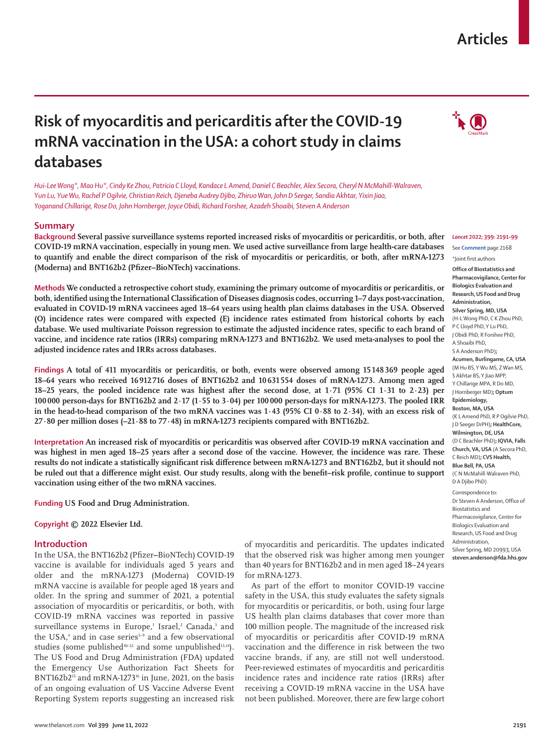Articles

# Risk of myocarditis and pericarditis after the COVID-19 mRNA vaccination in the USA: a cohort study in claims databases

*Hui-Lee Wong\*, Mao Hu\*, Cindy Ke Zhou, Patricia C Lloyd, Kandace L Amend, Daniel C Beachler, Alex Secora, Cheryl N McMahill-Walraven, Yun Lu, Yue Wu, Rachel P Ogilvie, Christian Reich, Djeneba Audrey Djibo, Zhiruo Wan, John D Seeger, Sandia Akhtar, Yixin Jiao, Yoganand Chillarige, Rose Do, John Hornberger, Joyce Obidi, Richard Forshee, Azadeh Shoaibi, Steven A Anderson*

## Summary

**Background** Several passive surveillance systems reported increased risks of myocarditis or pericarditis, or both, after COVID-19 mRNA vaccination, especially in young men. We used active surveillance from large health-care databases to quantify and enable the direct comparison of the risk of myocarditis or pericarditis, or both, after mRNA-1273 (Moderna) and BNT162b2 (Pfizer–BioNTech) vaccinations.

**Methods** We conducted a retrospective cohort study, examining the primary outcome of myocarditis or pericarditis, or both, identified using the International Classification of Diseases diagnosis codes, occurring 1–7 days post-vaccination, evaluated in COVID-19 mRNA vaccinees aged 18–64 years using health plan claims databases in the USA. Observed (O) incidence rates were compared with expected (E) incidence rates estimated from historical cohorts by each database. We used multivariate Poisson regression to estimate the adjusted incidence rates, specific to each brand of vaccine, and incidence rate ratios (IRRs) comparing mRNA-1273 and BNT162b2. We used meta-analyses to pool the adjusted incidence rates and IRRs across databases.

**Findings** A total of 411 myocarditis or pericarditis, or both, events were observed among 15 148 369 people aged 18–64 years who received 16 912 716 doses of BNT162b2 and 10 631 554 doses of mRNA-1273. Among men aged 18–25 years, the pooled incidence rate was highest after the second dose, at 1·71 (95% CI 1·31 to 2·23) per 100 000 person-days for BNT162b2 and 2·17 (1·55 to 3·04) per 100 000 person-days for mRNA-1273. The pooled IRR in the head-to-head comparison of the two mRNA vaccines was 1·43 (95% CI 0·88 to 2·34), with an excess risk of 27·80 per million doses (–21·88 to 77·48) in mRNA-1273 recipients compared with BNT162b2.

**Interpretation** An increased risk of myocarditis or pericarditis was observed after COVID-19 mRNA vaccination and was highest in men aged 18–25 years after a second dose of the vaccine. However, the incidence was rare. These results do not indicate a statistically significant risk difference between mRNA-1273 and BNT162b2, but it should not be ruled out that a difference might exist. Our study results, along with the benefit–risk profile, continue to support vaccination using either of the two mRNA vaccines.

**Funding** US Food and Drug Administration.

**Copyright** © 2022 Elsevier Ltd.

*Lancet* 2022; 399: 2191–99

See **Comment** page 2168

\*Joint first authors

**Office of Biostatistics and Pharmacovigilance, Center for Biologics Evaluation and Research, US Food and Drug Administration, Silver Spring, MD, USA** (H-L Wong PhD, C K Zhou PhD, P C Lloyd PhD, Y Lu PhD, J Obidi PhD, R Forshee PhD, A Shoaibi PhD, S A Anderson PhD)**; Acumen, Burlingame, CA, USA** (M Hu BS, Y Wu MS, Z Wan MS, S Akhtar BS, Y Jiao MPP, Y Chillarige MPA, R Do MD, J Hornberger MD)**; Optum Epidemiology, Boston, MA, USA** (K L Amend PhD, R P Ogilvie PhD, J D Seeger DrPH)**; HealthCore, Wilmington, DE, USA** (D C Beachler PhD)**; IQVIA, Falls Church, VA, USA** (A Secora PhD, C Reich MD)**; CVS Health, Blue Bell, PA, USA** (C N McMahill-Walraven PhD, D A Djibo PhD)

Correspondence to: Dr Steven A Anderson, Office of Biostatistics and Pharmacovigilance, Center for Biologics Evaluation and Research, US Food and Drug Administration, Silver Spring, MD 20993, USA **steven.anderson@fda.hhs.gov**

## Introduction

In the USA, the BNT162b2 (Pfizer–BioNTech) COVID-19 vaccine is available for individuals aged 5 years and older and the mRNA-1273 (Moderna) COVID-19 mRNA vaccine is available for people aged 18 years and older. In the spring and summer of 2021, a potential association of myocarditis or pericarditis, or both, with COVID-19 mRNA vaccines was reported in passive surveillance systems in Europe,[1] Israel,[2] Canada,[3] and the USA,[4] and in case series[5–9] and a few observational studies (some published[10–12] and some unpublished[13,14]). The US Food and Drug Administration (FDA) updated the Emergency Use Authorization Fact Sheets for BNT162b2[15] and mRNA-1273[16] in June, 2021, on the basis of an ongoing evaluation of US Vaccine Adverse Event Reporting System reports suggesting an increased risk of myocarditis and pericarditis. The updates indicated that the observed risk was higher among men younger than 40 years for BNT162b2 and in men aged 18–24 years for mRNA-1273.

As part of the effort to monitor COVID-19 vaccine safety in the USA, this study evaluates the safety signals for myocarditis or pericarditis, or both, using four large US health plan claims databases that cover more than 100 million people. The magnitude of the increased risk of myocarditis or pericarditis after COVID-19 mRNA vaccination and the difference in risk between the two vaccine brands, if any, are still not well understood. Peer-reviewed estimates of myocarditis and pericarditis incidence rates and incidence rate ratios (IRRs) after receiving a COVID-19 mRNA vaccine in the USA have not been published. Moreover, there are few large cohort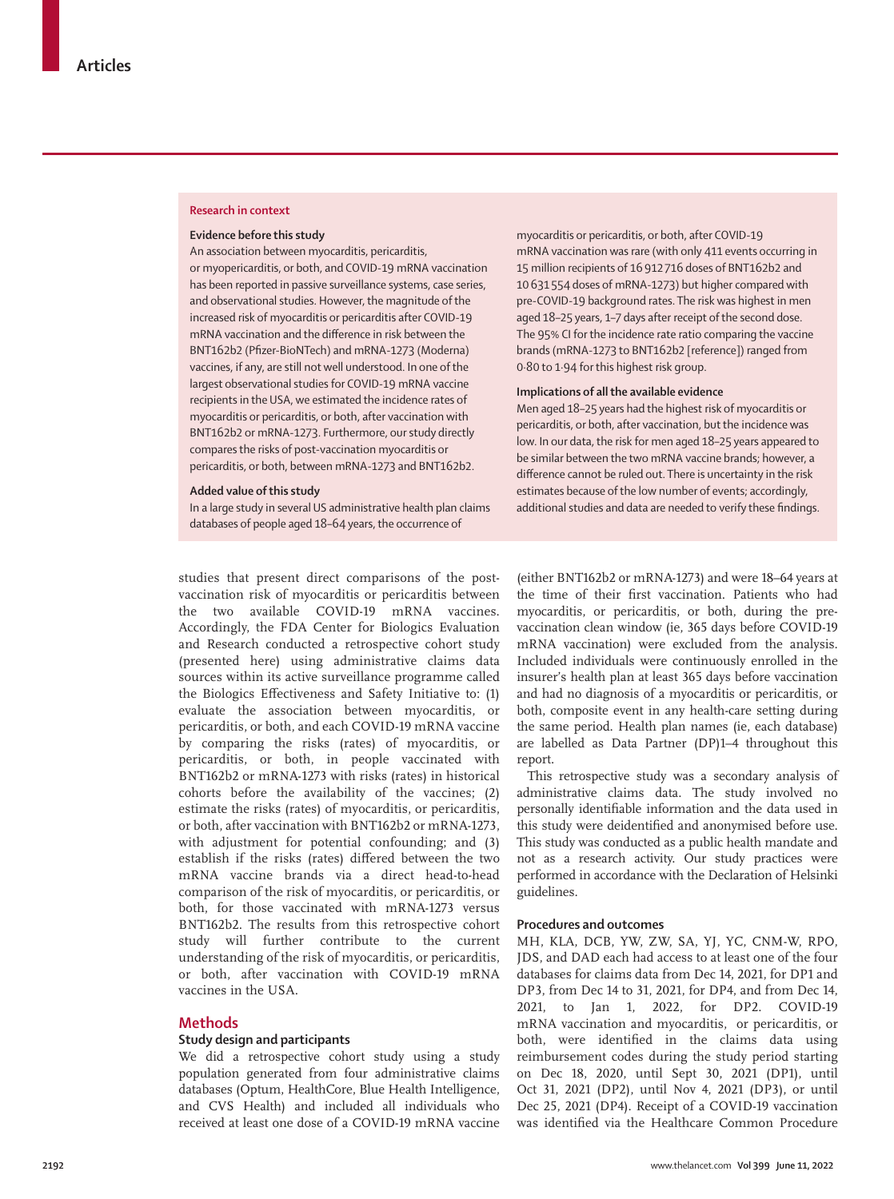## Research in context

### Evidence before this study

An association between myocarditis, pericarditis, or myopericarditis, or both, and COVID-19 mRNA vaccination has been reported in passive surveillance systems, case series, and observational studies. However, the magnitude of the increased risk of myocarditis or pericarditis after COVID-19 mRNA vaccination and the difference in risk between the BNT162b2 (Pfizer-BioNTech) and mRNA-1273 (Moderna) vaccines, if any, are still not well understood. In one of the largest observational studies for COVID-19 mRNA vaccine recipients in the USA, we estimated the incidence rates of myocarditis or pericarditis, or both, after vaccination with BNT162b2 or mRNA-1273. Furthermore, our study directly compares the risks of post-vaccination myocarditis or pericarditis, or both, between mRNA-1273 and BNT162b2.

### Added value of this study

In a large study in several US administrative health plan claims databases of people aged 18–64 years, the occurrence of myocarditis or pericarditis, or both, after COVID-19 mRNA vaccination was rare (with only 411 events occurring in 15 million recipients of 16 912 716 doses of BNT162b2 and 10 631 554 doses of mRNA-1273) but higher compared with pre-COVID-19 background rates. The risk was highest in men aged 18–25 years, 1–7 days after receipt of the second dose. The 95% CI for the incidence rate ratio comparing the vaccine brands (mRNA-1273 to BNT162b2 [reference]) ranged from 0·80 to 1·94 for this highest risk group.

### Implications of all the available evidence

Men aged 18–25 years had the highest risk of myocarditis or pericarditis, or both, after vaccination, but the incidence was low. In our data, the risk for men aged 18–25 years appeared to be similar between the two mRNA vaccine brands; however, a difference cannot be ruled out. There is uncertainty in the risk estimates because of the low number of events; accordingly, additional studies and data are needed to verify these findings.

studies that present direct comparisons of the post-vaccination risk of myocarditis or pericarditis between the two available COVID-19 mRNA vaccines. Accordingly, the FDA Center for Biologics Evaluation and Research conducted a retrospective cohort study (presented here) using administrative claims data sources within its active surveillance programme called the Biologics Effectiveness and Safety Initiative to: (1) evaluate the association between myocarditis, or pericarditis, or both, and each COVID-19 mRNA vaccine by comparing the risks (rates) of myocarditis, or pericarditis, or both, in people vaccinated with BNT162b2 or mRNA-1273 with risks (rates) in historical cohorts before the availability of the vaccines; (2) estimate the risks (rates) of myocarditis, or pericarditis, or both, after vaccination with BNT162b2 or mRNA-1273, with adjustment for potential confounding; and (3) establish if the risks (rates) differed between the two mRNA vaccine brands via a direct head-to-head comparison of the risk of myocarditis, or pericarditis, or both, for those vaccinated with mRNA-1273 versus BNT162b2. The results from this retrospective cohort study will further contribute to the current understanding of the risk of myocarditis, or pericarditis, or both, after vaccination with COVID-19 mRNA vaccines in the USA.

## Methods

### Study design and participants

We did a retrospective cohort study using a study population generated from four administrative claims databases (Optum, HealthCore, Blue Health Intelligence, and CVS Health) and included all individuals who received at least one dose of a COVID-19 mRNA vaccine (either BNT162b2 or mRNA-1273) and were 18–64 years at the time of their first vaccination. Patients who had myocarditis, or pericarditis, or both, during the pre-vaccination clean window (ie, 365 days before COVID-19 mRNA vaccination) were excluded from the analysis. Included individuals were continuously enrolled in the insurer's health plan at least 365 days before vaccination and had no diagnosis of a myocarditis or pericarditis, or both, composite event in any health-care setting during the same period. Health plan names (ie, each database) are labelled as Data Partner (DP)1–4 throughout this report.

This retrospective study was a secondary analysis of administrative claims data. The study involved no personally identifiable information and the data used in this study were deidentified and anonymised before use. This study was conducted as a public health mandate and not as a research activity. Our study practices were performed in accordance with the Declaration of Helsinki guidelines.

### Procedures and outcomes

MH, KLA, DCB, YW, ZW, SA, YJ, YC, CNM-W, RPO, JDS, and DAD each had access to at least one of the four databases for claims data from Dec 14, 2021, for DP1 and DP3, from Dec 14 to 31, 2021, for DP4, and from Dec 14, 2021, to Jan 1, 2022, for DP2. COVID-19 mRNA vaccination and myocarditis, or pericarditis, or both, were identified in the claims data using reimbursement codes during the study period starting on Dec 18, 2020, until Sept 30, 2021 (DP1), until Oct 31, 2021 (DP2), until Nov 4, 2021 (DP3), or until Dec 25, 2021 (DP4). Receipt of a COVID-19 vaccination was identified via the Healthcare Common Procedure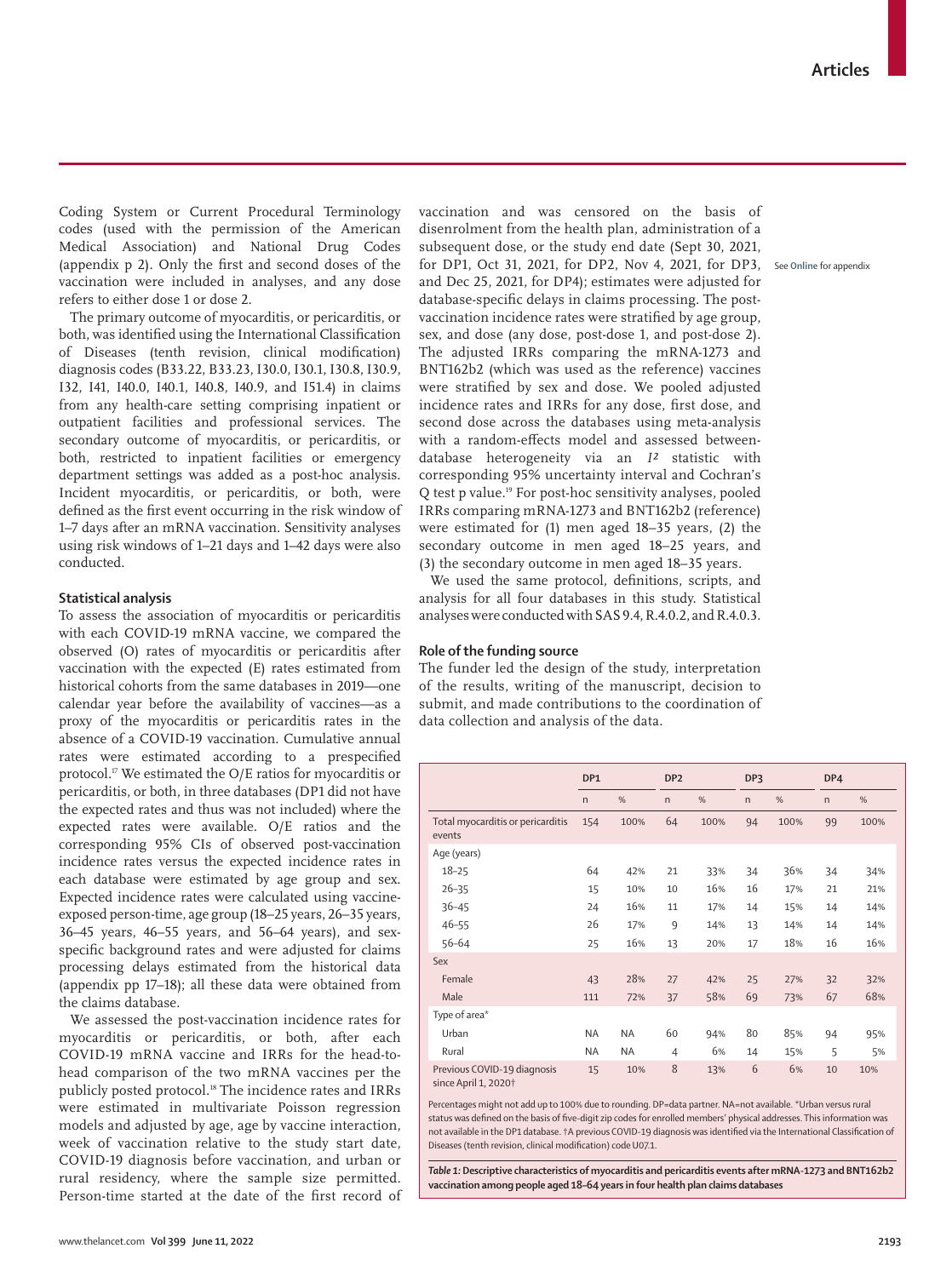Coding System or Current Procedural Terminology codes (used with the permission of the American Medical Association) and National Drug Codes (appendix p 2). Only the first and second doses of the vaccination were included in analyses, and any dose refers to either dose 1 or dose 2.

The primary outcome of myocarditis, or pericarditis, or both, was identified using the International Classification of Diseases (tenth revision, clinical modification) diagnosis codes (B33.22, B33.23, I30.0, I30.1, I30.8, I30.9, I32, I41, I40.0, I40.1, I40.8, I40.9, and I51.4) in claims from any health-care setting comprising inpatient or outpatient facilities and professional services. The secondary outcome of myocarditis, or pericarditis, or both, restricted to inpatient facilities or emergency department settings was added as a post-hoc analysis. Incident myocarditis, or pericarditis, or both, were defined as the first event occurring in the risk window of 1–7 days after an mRNA vaccination. Sensitivity analyses using risk windows of 1–21 days and 1–42 days were also conducted.

### Statistical analysis

To assess the association of myocarditis or pericarditis with each COVID-19 mRNA vaccine, we compared the observed (O) rates of myocarditis or pericarditis after vaccination with the expected (E) rates estimated from historical cohorts from the same databases in 2019—one calendar year before the availability of vaccines—as a proxy of the myocarditis or pericarditis rates in the absence of a COVID-19 vaccination. Cumulative annual rates were estimated according to a prespecified protocol.[17] We estimated the O/E ratios for myocarditis or pericarditis, or both, in three databases (DP1 did not have the expected rates and thus was not included) where the expected rates were available. O/E ratios and the corresponding 95% CIs of observed post-vaccination incidence rates versus the expected incidence rates in each database were estimated by age group and sex. Expected incidence rates were calculated using vaccine-exposed person-time, age group (18–25 years, 26–35 years, 36–45 years, 46–55 years, and 56–64 years), and sex-specific background rates and were adjusted for claims processing delays estimated from the historical data (appendix pp 17–18); all these data were obtained from the claims database.

We assessed the post-vaccination incidence rates for myocarditis or pericarditis, or both, after each COVID-19 mRNA vaccine and IRRs for the head-to-head comparison of the two mRNA vaccines per the publicly posted protocol.[18] The incidence rates and IRRs were estimated in multivariate Poisson regression models and adjusted by age, age by vaccine interaction, week of vaccination relative to the study start date, COVID-19 diagnosis before vaccination, and urban or rural residency, where the sample size permitted. Person-time started at the date of the first record of vaccination and was censored on the basis of disenrolment from the health plan, administration of a subsequent dose, or the study end date (Sept 30, 2021, for DP1, Oct 31, 2021, for DP2, Nov 4, 2021, for DP3, and Dec 25, 2021, for DP4); estimates were adjusted for database-specific delays in claims processing. The post-vaccination incidence rates were stratified by age group, sex, and dose (any dose, post-dose 1, and post-dose 2). The adjusted IRRs comparing the mRNA-1273 and BNT162b2 (which was used as the reference) vaccines were stratified by sex and dose. We pooled adjusted incidence rates and IRRs for any dose, first dose, and second dose across the databases using meta-analysis with a random-effects model and assessed between-database heterogeneity via an $I^2$ statistic with corresponding 95% uncertainty interval and Cochran's Q test p value.[19] For post-hoc sensitivity analyses, pooled IRRs comparing mRNA-1273 and BNT162b2 (reference) were estimated for (1) men aged 18–35 years, (2) the secondary outcome in men aged 18–25 years, and (3) the secondary outcome in men aged 18–35 years.

See Online for appendix

We used the same protocol, definitions, scripts, and analysis for all four databases in this study. Statistical analyses were conducted with SAS 9.4, R.4.0.2, and R.4.0.3.

### Role of the funding source

The funder led the design of the study, interpretation of the results, writing of the manuscript, decision to submit, and made contributions to the coordination of data collection and analysis of the data.

| | DP1 | | DP2 | | DP3 | | DP4 | |
|---|---|---|---|---|---|---|---|---|
| | n | % | n | % | n | % | n | % |
| Total myocarditis or pericarditis events | 154 | 100% | 64 | 100% | 94 | 100% | 99 | 100% |
| Age (years) | | | | | | | | |
| 18–25 | 64 | 42% | 21 | 33% | 34 | 36% | 34 | 34% |
| 26–35 | 15 | 10% | 10 | 16% | 16 | 17% | 21 | 21% |
| 36–45 | 24 | 16% | 11 | 17% | 14 | 15% | 14 | 14% |
| 46–55 | 26 | 17% | 9 | 14% | 13 | 14% | 14 | 14% |
| 56–64 | 25 | 16% | 13 | 20% | 17 | 18% | 16 | 16% |
| Sex | | | | | | | | |
| Female | 43 | 28% | 27 | 42% | 25 | 27% | 32 | 32% |
| Male | 111 | 72% | 37 | 58% | 69 | 73% | 67 | 68% |
| Type of area* | | | | | | | | |
| Urban | NA | NA | 60 | 94% | 80 | 85% | 94 | 95% |
| Rural | NA | NA | 4 | 6% | 14 | 15% | 5 | 5% |
| Previous COVID-19 diagnosis since April 1, 2020† | 15 | 10% | 8 | 13% | 6 | 6% | 10 | 10% |

Percentages might not add up to 100% due to rounding. DP=data partner. NA=not available. *Urban versus rural status was defined on the basis of five-digit zip codes for enrolled members' physical addresses. This information was not available in the DP1 database. †A previous COVID-19 diagnosis was identified via the International Classification of Diseases (tenth revision, clinical modification) code U07.1.

*Table 1:* **Descriptive characteristics of myocarditis and pericarditis events after mRNA-1273 and BNT162b2 vaccination among people aged 18–64 years in four health plan claims databases**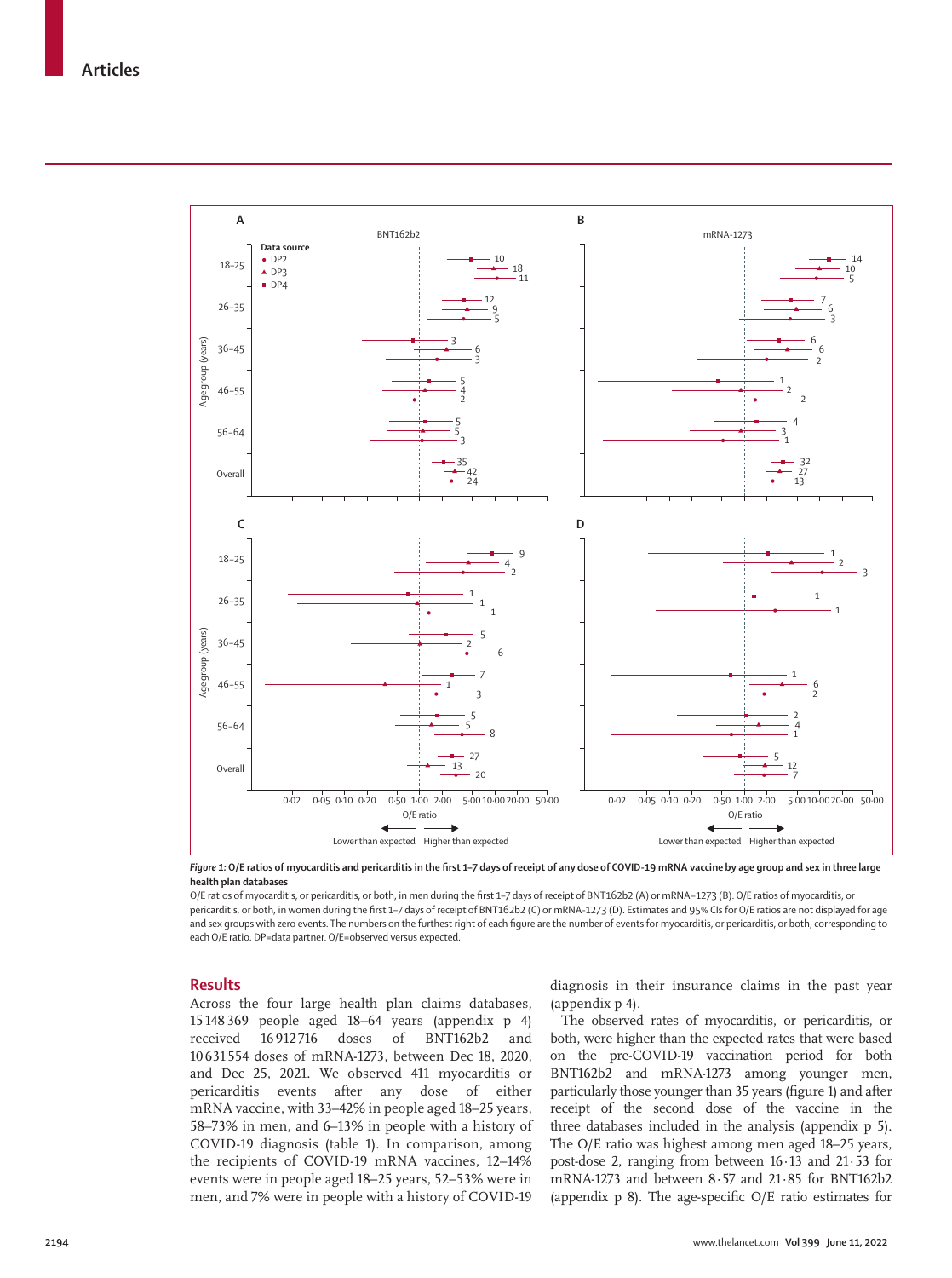*Figure 1:* **O/E ratios of myocarditis and pericarditis in the first 1–7 days of receipt of any dose of COVID-19 mRNA vaccine by age group and sex in three large health plan databases**

O/E ratios of myocarditis, or pericarditis, or both, in men during the first 1–7 days of receipt of BNT162b2 (A) or mRNA–1273 (B). O/E ratios of myocarditis, or pericarditis, or both, in women during the first 1–7 days of receipt of BNT162b2 (C) or mRNA-1273 (D). Estimates and 95% CIs for O/E ratios are not displayed for age and sex groups with zero events. The numbers on the furthest right of each figure are the number of events for myocarditis, or pericarditis, or both, corresponding to each O/E ratio. DP=data partner. O/E=observed versus expected.

## Results

Across the four large health plan claims databases, 15 148 369 people aged 18–64 years (appendix p 4) received 16 912 716 doses of BNT162b2 and 10 631 554 doses of mRNA-1273, between Dec 18, 2020, and Dec 25, 2021. We observed 411 myocarditis or pericarditis events after any dose of either mRNA vaccine, with 33–42% in people aged 18–25 years, 58–73% in men, and 6–13% in people with a history of COVID-19 diagnosis (table 1). In comparison, among the recipients of COVID-19 mRNA vaccines, 12–14% events were in people aged 18–25 years, 52–53% were in men, and 7% were in people with a history of COVID-19 diagnosis in their insurance claims in the past year (appendix p 4).

The observed rates of myocarditis, or pericarditis, or both, were higher than the expected rates that were based on the pre-COVID-19 vaccination period for both BNT162b2 and mRNA-1273 among younger men, particularly those younger than 35 years (figure 1) and after receipt of the second dose of the vaccine in the three databases included in the analysis (appendix p 5). The O/E ratio was highest among men aged 18–25 years, post-dose 2, ranging from between 16·13 and 21·53 for mRNA-1273 and between 8·57 and 21·85 for BNT162b2 (appendix p 8). The age-specific O/E ratio estimates for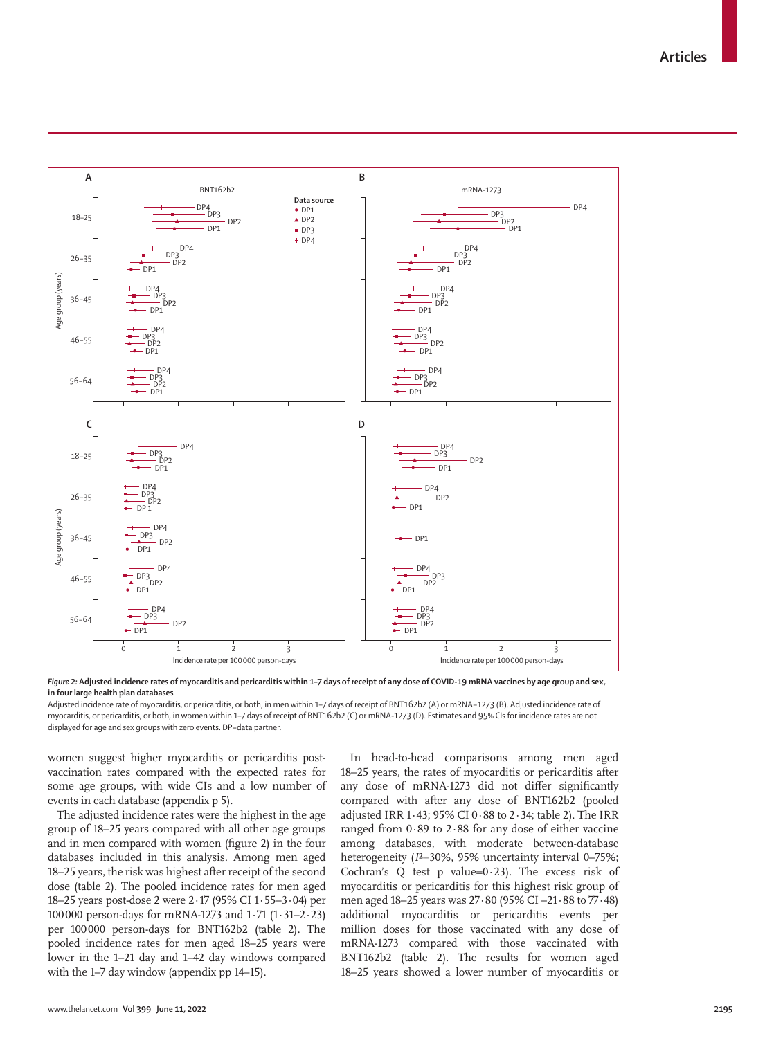*Figure 2:* **Adjusted incidence rates of myocarditis and pericarditis within 1–7 days of receipt of any dose of COVID-19 mRNA vaccines by age group and sex, in four large health plan databases**

Adjusted incidence rate of myocarditis, or pericarditis, or both, in men within 1–7 days of receipt of BNT162b2 (A) or mRNA-1273 (B). Adjusted incidence rate of myocarditis, or pericarditis, or both, in women within 1–7 days of receipt of BNT162b2 (C) or mRNA-1273 (D). Estimates and 95% CIs for incidence rates are not displayed for age and sex groups with zero events. DP=data partner.

women suggest higher myocarditis or pericarditis post-vaccination rates compared with the expected rates for some age groups, with wide CIs and a low number of events in each database (appendix p 5).

The adjusted incidence rates were the highest in the age group of 18–25 years compared with all other age groups and in men compared with women (figure 2) in the four databases included in this analysis. Among men aged 18–25 years, the risk was highest after receipt of the second dose (table 2). The pooled incidence rates for men aged 18–25 years post-dose 2 were 2·17 (95% CI 1·55–3·04) per 100 000 person-days for mRNA-1273 and 1·71 (1·31–2·23) per 100 000 person-days for BNT162b2 (table 2). The pooled incidence rates for men aged 18–25 years were lower in the 1–21 day and 1–42 day windows compared with the 1–7 day window (appendix pp 14–15).

In head-to-head comparisons among men aged 18–25 years, the rates of myocarditis or pericarditis after any dose of mRNA-1273 did not differ significantly compared with after any dose of BNT162b2 (pooled adjusted IRR 1·43; 95% CI 0·88 to 2·34; table 2). The IRR ranged from 0·89 to 2·88 for any dose of either vaccine among databases, with moderate between-database heterogeneity ($I^2$=30%, 95% uncertainty interval 0–75%; Cochran's Q test p value=0·23). The excess risk of myocarditis or pericarditis for this highest risk group of men aged 18–25 years was 27·80 (95% CI –21·88 to 77·48) additional myocarditis or pericarditis events per million doses for those vaccinated with any dose of mRNA-1273 compared with those vaccinated with BNT162b2 (table 2). The results for women aged 18–25 years showed a lower number of myocarditis or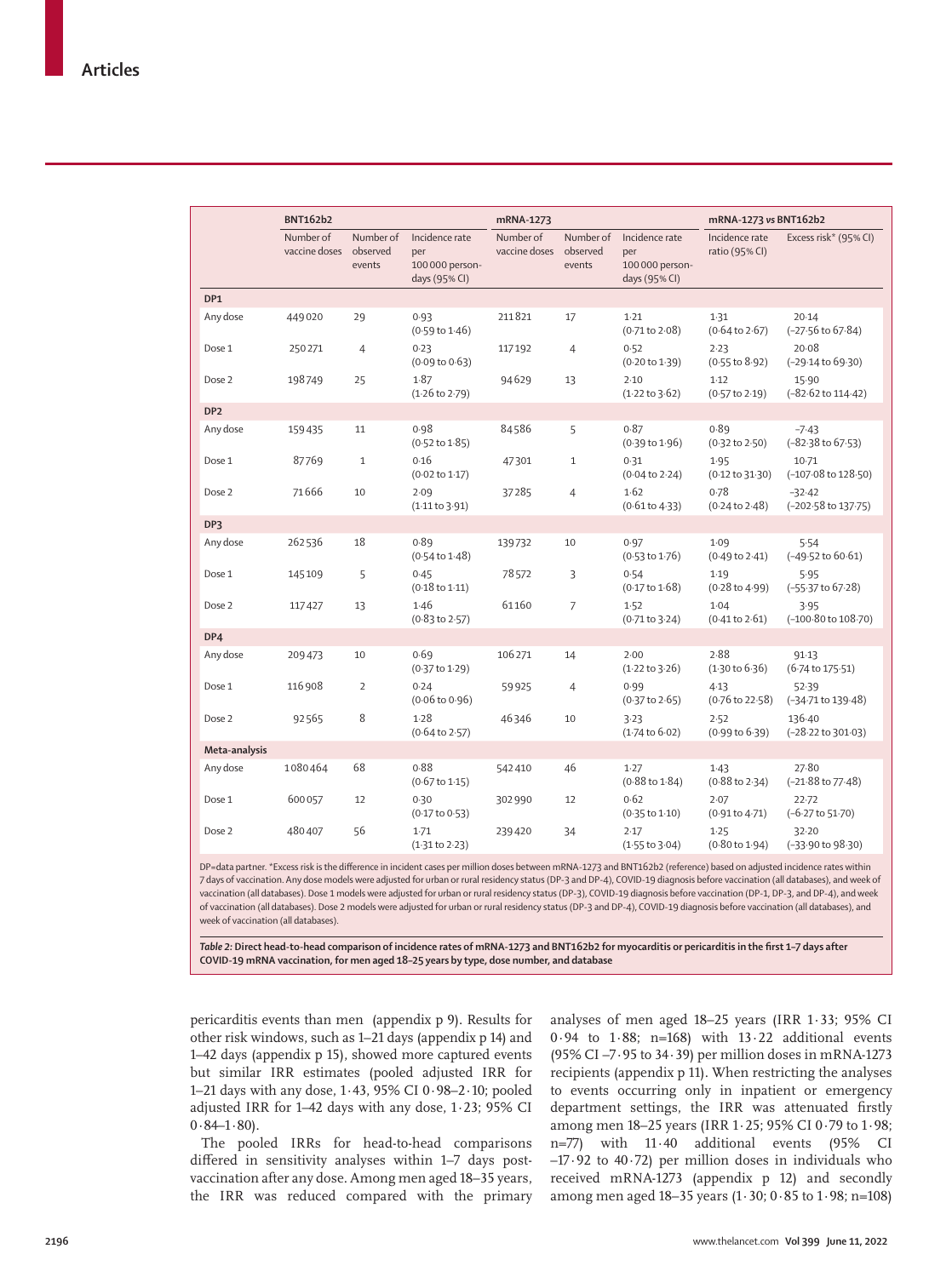| | BNT162b2 | | | mRNA-1273 | | | mRNA-1273 vs BNT162b2 | |
|---|---|---|---|---|---|---|---|---|
| | Number of vaccine doses | Number of observed events | Incidence rate per 100 000 person-days (95% CI) | Number of vaccine doses | Number of observed events | Incidence rate per 100 000 person-days (95% CI) | Incidence rate ratio (95% CI) | Excess risk* (95% CI) |
| **DP1** | | | | | | | | |
| Any dose | 449 020 | 29 | 0·93 (0·59 to 1·46) | 211 821 | 17 | 1·21 (0·71 to 2·08) | 1·31 (0·64 to 2·67) | 20·14 (−27·56 to 67·84) |
| Dose 1 | 250 271 | 4 | 0·23 (0·09 to 0·63) | 117 192 | 4 | 0·52 (0·20 to 1·39) | 2·23 (0·55 to 8·92) | 20·08 (−29·14 to 69·30) |
| Dose 2 | 198 749 | 25 | 1·87 (1·26 to 2·79) | 94 629 | 13 | 2·10 (1·22 to 3·62) | 1·12 (0·57 to 2·19) | 15·90 (−82·62 to 114·42) |
| **DP2** | | | | | | | | |
| Any dose | 159 435 | 11 | 0·98 (0·52 to 1·85) | 84 586 | 5 | 0·87 (0·39 to 1·96) | 0·89 (0·32 to 2·50) | −7·43 (−82·38 to 67·53) |
| Dose 1 | 87 769 | 1 | 0·16 (0·02 to 1·17) | 47 301 | 1 | 0·31 (0·04 to 2·24) | 1·95 (0·12 to 31·30) | 10·71 (−107·08 to 128·50) |
| Dose 2 | 71 666 | 10 | 2·09 (1·11 to 3·91) | 37 285 | 4 | 1·62 (0·61 to 4·33) | 0·78 (0·24 to 2·48) | −32·42 (−202·58 to 137·75) |
| **DP3** | | | | | | | | |
| Any dose | 262 536 | 18 | 0·89 (0·54 to 1·48) | 139 732 | 10 | 0·97 (0·53 to 1·76) | 1·09 (0·49 to 2·41) | 5·54 (−49·52 to 60·61) |
| Dose 1 | 145 109 | 5 | 0·45 (0·18 to 1·11) | 78 572 | 3 | 0·54 (0·17 to 1·68) | 1·19 (0·28 to 4·99) | 5·95 (−55·37 to 67·28) |
| Dose 2 | 117 427 | 13 | 1·46 (0·83 to 2·57) | 61 160 | 7 | 1·52 (0·71 to 3·24) | 1·04 (0·41 to 2·61) | 3·95 (−100·80 to 108·70) |
| **DP4** | | | | | | | | |
| Any dose | 209 473 | 10 | 0·69 (0·37 to 1·29) | 106 271 | 14 | 2·00 (1·22 to 3·26) | 2·88 (1·30 to 6·36) | 91·13 (6·74 to 175·51) |
| Dose 1 | 116 908 | 2 | 0·24 (0·06 to 0·96) | 59 925 | 4 | 0·99 (0·37 to 2·65) | 4·13 (0·76 to 22·58) | 52·39 (−34·71 to 139·48) |
| Dose 2 | 92 565 | 8 | 1·28 (0·64 to 2·57) | 46 346 | 10 | 3·23 (1·74 to 6·02) | 2·52 (0·99 to 6·39) | 136·40 (−28·22 to 301·03) |
| **Meta-analysis** | | | | | | | | |
| Any dose | 1 080 464 | 68 | 0·88 (0·67 to 1·15) | 542 410 | 46 | 1·27 (0·88 to 1·84) | 1·43 (0·88 to 2·34) | 27·80 (−21·88 to 77·48) |
| Dose 1 | 600 057 | 12 | 0·30 (0·17 to 0·53) | 302 990 | 12 | 0·62 (0·35 to 1·10) | 2·07 (0·91 to 4·71) | 22·72 (−6·27 to 51·70) |
| Dose 2 | 480 407 | 56 | 1·71 (1·31 to 2·23) | 239 420 | 34 | 2·17 (1·55 to 3·04) | 1·25 (0·80 to 1·94) | 32·20 (−33·90 to 98·30) |

DP=data partner. *Excess risk is the difference in incident cases per million doses between mRNA-1273 and BNT162b2 (reference) based on adjusted incidence rates within 7 days of vaccination. Any dose models were adjusted for urban or rural residency status (DP-3 and DP-4), COVID-19 diagnosis before vaccination (all databases), and week of vaccination (all databases). Dose 1 models were adjusted for urban or rural residency status (DP-3), COVID-19 diagnosis before vaccination (DP-1, DP-3, and DP-4), and week of vaccination (all databases). Dose 2 models were adjusted for urban or rural residency status (DP-3 and DP-4), COVID-19 diagnosis before vaccination (all databases), and week of vaccination (all databases).

*Table 2:* **Direct head-to-head comparison of incidence rates of mRNA-1273 and BNT162b2 for myocarditis or pericarditis in the first 1–7 days after COVID-19 mRNA vaccination, for men aged 18–25 years by type, dose number, and database**

pericarditis events than men (appendix p 9). Results for other risk windows, such as 1–21 days (appendix p 14) and 1–42 days (appendix p 15), showed more captured events but similar IRR estimates (pooled adjusted IRR for 1–21 days with any dose, 1·43, 95% CI 0·98–2·10; pooled adjusted IRR for 1–42 days with any dose, 1·23; 95% CI 0·84–1·80).

The pooled IRRs for head-to-head comparisons differed in sensitivity analyses within 1–7 days post-vaccination after any dose. Among men aged 18–35 years, the IRR was reduced compared with the primary analyses of men aged 18–25 years (IRR 1·33; 95% CI 0·94 to 1·88; n=168) with 13·22 additional events (95% CI −7·95 to 34·39) per million doses in mRNA-1273 recipients (appendix p 11). When restricting the analyses to events occurring only in inpatient or emergency department settings, the IRR was attenuated firstly among men 18–25 years (IRR 1·25; 95% CI 0·79 to 1·98; n=77) with 11·40 additional events (95% CI −17·92 to 40·72) per million doses in individuals who received mRNA-1273 (appendix p 12) and secondly among men aged 18–35 years (1·30; 0·85 to 1·98; n=108)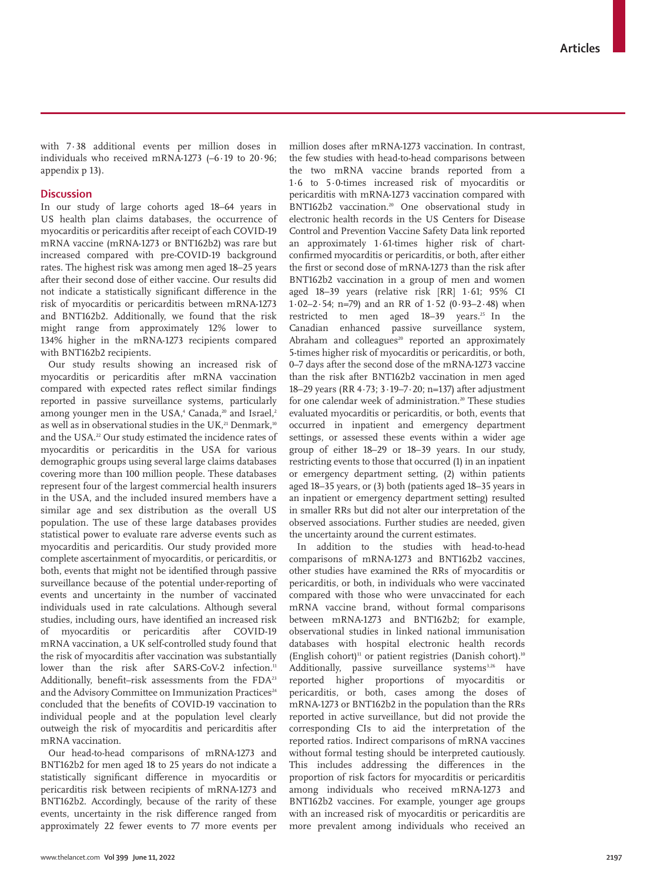with 7·38 additional events per million doses in individuals who received mRNA-1273 (–6·19 to 20·96; appendix p 13).

## Discussion

In our study of large cohorts aged 18–64 years in US health plan claims databases, the occurrence of myocarditis or pericarditis after receipt of each COVID-19 mRNA vaccine (mRNA-1273 or BNT162b2) was rare but increased compared with pre-COVID-19 background rates. The highest risk was among men aged 18–25 years after their second dose of either vaccine. Our results did not indicate a statistically significant difference in the risk of myocarditis or pericarditis between mRNA-1273 and BNT162b2. Additionally, we found that the risk might range from approximately 12% lower to 134% higher in the mRNA-1273 recipients compared with BNT162b2 recipients.

Our study results showing an increased risk of myocarditis or pericarditis after mRNA vaccination compared with expected rates reflect similar findings reported in passive surveillance systems, particularly among younger men in the USA,[4] Canada,[20] and Israel,[2] as well as in observational studies in the UK,[21] Denmark,[10] and the USA.[22] Our study estimated the incidence rates of myocarditis or pericarditis in the USA for various demographic groups using several large claims databases covering more than 100 million people. These databases represent four of the largest commercial health insurers in the USA, and the included insured members have a similar age and sex distribution as the overall US population. The use of these large databases provides statistical power to evaluate rare adverse events such as myocarditis and pericarditis. Our study provided more complete ascertainment of myocarditis, or pericarditis, or both, events that might not be identified through passive surveillance because of the potential under-reporting of events and uncertainty in the number of vaccinated individuals used in rate calculations. Although several studies, including ours, have identified an increased risk of myocarditis or pericarditis after COVID-19 mRNA vaccination, a UK self-controlled study found that the risk of myocarditis after vaccination was substantially lower than the risk after SARS-CoV-2 infection.[11] Additionally, benefit–risk assessments from the FDA[23] and the Advisory Committee on Immunization Practices[24] concluded that the benefits of COVID-19 vaccination to individual people and at the population level clearly outweigh the risk of myocarditis and pericarditis after mRNA vaccination.

Our head-to-head comparisons of mRNA-1273 and BNT162b2 for men aged 18 to 25 years do not indicate a statistically significant difference in myocarditis or pericarditis risk between recipients of mRNA-1273 and BNT162b2. Accordingly, because of the rarity of these events, uncertainty in the risk difference ranged from approximately 22 fewer events to 77 more events per million doses after mRNA-1273 vaccination. In contrast, the few studies with head-to-head comparisons between the two mRNA vaccine brands reported from a 1·6 to 5·0-times increased risk of myocarditis or pericarditis with mRNA-1273 vaccination compared with BNT162b2 vaccination.[20] One observational study in electronic health records in the US Centers for Disease Control and Prevention Vaccine Safety Data link reported an approximately 1·61-times higher risk of chart-confirmed myocarditis or pericarditis, or both, after either the first or second dose of mRNA-1273 than the risk after BNT162b2 vaccination in a group of men and women aged 18–39 years (relative risk [RR] 1·61; 95% CI 1·02–2·54; n=79) and an RR of 1·52 (0·93–2·48) when restricted to men aged 18–39 years.[25] In the Canadian enhanced passive surveillance system, Abraham and colleagues[20] reported an approximately 5-times higher risk of myocarditis or pericarditis, or both, 0–7 days after the second dose of the mRNA-1273 vaccine than the risk after BNT162b2 vaccination in men aged 18–29 years (RR 4·73; 3·19–7·20; n=137) after adjustment for one calendar week of administration.[20] These studies evaluated myocarditis or pericarditis, or both, events that occurred in inpatient and emergency department settings, or assessed these events within a wider age group of either 18–29 or 18–39 years. In our study, restricting events to those that occurred (1) in an inpatient or emergency department setting, (2) within patients aged 18–35 years, or (3) both (patients aged 18–35 years in an inpatient or emergency department setting) resulted in smaller RRs but did not alter our interpretation of the observed associations. Further studies are needed, given the uncertainty around the current estimates.

In addition to the studies with head-to-head comparisons of mRNA-1273 and BNT162b2 vaccines, other studies have examined the RRs of myocarditis or pericarditis, or both, in individuals who were vaccinated compared with those who were unvaccinated for each mRNA vaccine brand, without formal comparisons between mRNA-1273 and BNT162b2; for example, observational studies in linked national immunisation databases with hospital electronic health records (English cohort)[11] or patient registries (Danish cohort).[10] Additionally, passive surveillance systems[3,26] have reported higher proportions of myocarditis or pericarditis, or both, cases among the doses of mRNA-1273 or BNT162b2 in the population than the RRs reported in active surveillance, but did not provide the corresponding CIs to aid the interpretation of the reported ratios. Indirect comparisons of mRNA vaccines without formal testing should be interpreted cautiously. This includes addressing the differences in the proportion of risk factors for myocarditis or pericarditis among individuals who received mRNA-1273 and BNT162b2 vaccines. For example, younger age groups with an increased risk of myocarditis or pericarditis are more prevalent among individuals who received an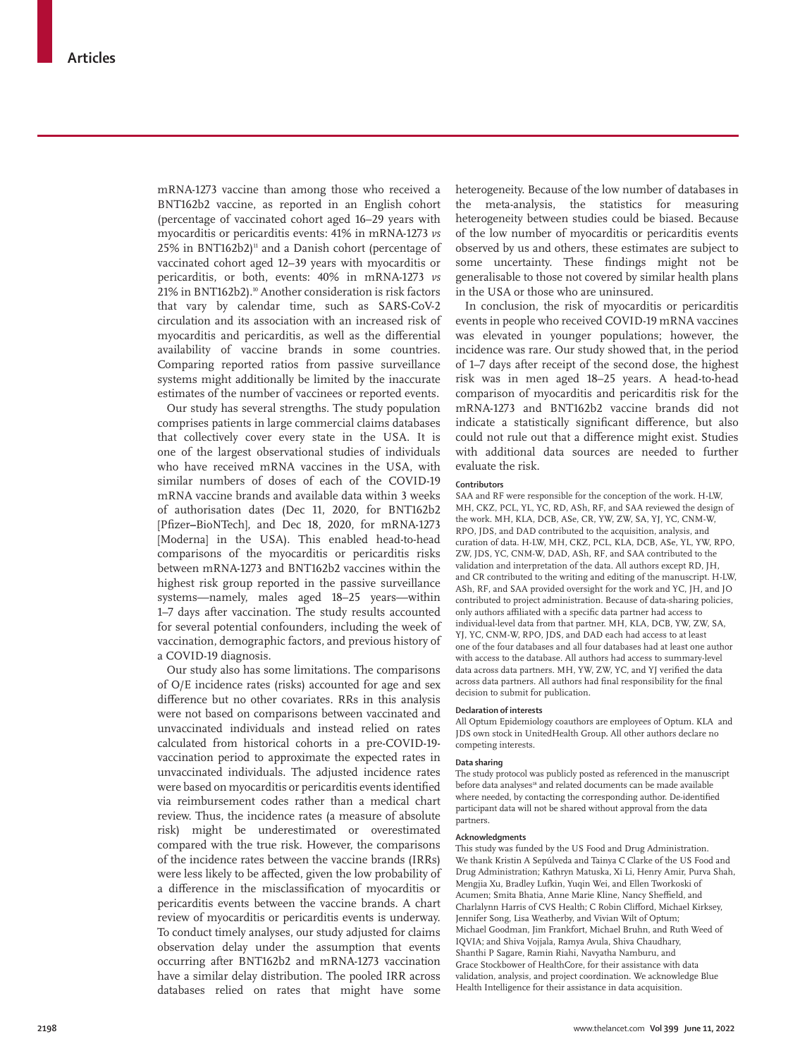mRNA-1273 vaccine than among those who received a BNT162b2 vaccine, as reported in an English cohort (percentage of vaccinated cohort aged 16–29 years with myocarditis or pericarditis events: 41% in mRNA-1273 *vs* 25% in BNT162b2)[11] and a Danish cohort (percentage of vaccinated cohort aged 12–39 years with myocarditis or pericarditis, or both, events: 40% in mRNA-1273 *vs* 21% in BNT162b2).[10] Another consideration is risk factors that vary by calendar time, such as SARS-CoV-2 circulation and its association with an increased risk of myocarditis and pericarditis, as well as the differential availability of vaccine brands in some countries. Comparing reported ratios from passive surveillance systems might additionally be limited by the inaccurate estimates of the number of vaccinees or reported events.

Our study has several strengths. The study population comprises patients in large commercial claims databases that collectively cover every state in the USA. It is one of the largest observational studies of individuals who have received mRNA vaccines in the USA, with similar numbers of doses of each of the COVID-19 mRNA vaccine brands and available data within 3 weeks of authorisation dates (Dec 11, 2020, for BNT162b2 [Pfizer–BioNTech], and Dec 18, 2020, for mRNA-1273 [Moderna] in the USA). This enabled head-to-head comparisons of the myocarditis or pericarditis risks between mRNA-1273 and BNT162b2 vaccines within the highest risk group reported in the passive surveillance systems—namely, males aged 18–25 years—within 1–7 days after vaccination. The study results accounted for several potential confounders, including the week of vaccination, demographic factors, and previous history of a COVID-19 diagnosis.

Our study also has some limitations. The comparisons of O/E incidence rates (risks) accounted for age and sex difference but no other covariates. RRs in this analysis were not based on comparisons between vaccinated and unvaccinated individuals and instead relied on rates calculated from historical cohorts in a pre-COVID-19-vaccination period to approximate the expected rates in unvaccinated individuals. The adjusted incidence rates were based on myocarditis or pericarditis events identified via reimbursement codes rather than a medical chart review. Thus, the incidence rates (a measure of absolute risk) might be underestimated or overestimated compared with the true risk. However, the comparisons of the incidence rates between the vaccine brands (IRRs) were less likely to be affected, given the low probability of a difference in the misclassification of myocarditis or pericarditis events between the vaccine brands. A chart review of myocarditis or pericarditis events is underway. To conduct timely analyses, our study adjusted for claims observation delay under the assumption that events occurring after BNT162b2 and mRNA-1273 vaccination have a similar delay distribution. The pooled IRR across databases relied on rates that might have some heterogeneity. Because of the low number of databases in the meta-analysis, the statistics for measuring heterogeneity between studies could be biased. Because of the low number of myocarditis or pericarditis events observed by us and others, these estimates are subject to some uncertainty. These findings might not be generalisable to those not covered by similar health plans in the USA or those who are uninsured.

In conclusion, the risk of myocarditis or pericarditis events in people who received COVID-19 mRNA vaccines was elevated in younger populations; however, the incidence was rare. Our study showed that, in the period of 1–7 days after receipt of the second dose, the highest risk was in men aged 18–25 years. A head-to-head comparison of myocarditis and pericarditis risk for the mRNA-1273 and BNT162b2 vaccine brands did not indicate a statistically significant difference, but also could not rule out that a difference might exist. Studies with additional data sources are needed to further evaluate the risk.

#### Contributors

SAA and RF were responsible for the conception of the work. H-LW, MH, CKZ, PCL, YL, YC, RD, ASh, RF, and SAA reviewed the design of the work. MH, KLA, DCB, ASe, CR, YW, ZW, SA, YJ, YC, CNM-W, RPO, JDS, and DAD contributed to the acquisition, analysis, and curation of data. H-LW, MH, CKZ, PCL, KLA, DCB, ASe, YL, YW, RPO, ZW, JDS, YC, CNM-W, DAD, ASh, RF, and SAA contributed to the validation and interpretation of the data. All authors except RD, JH, and CR contributed to the writing and editing of the manuscript. H-LW, ASh, RF, and SAA provided oversight for the work and YC, JH, and JO contributed to project administration. Because of data-sharing policies, only authors affiliated with a specific data partner had access to individual-level data from that partner. MH, KLA, DCB, YW, ZW, SA, YJ, YC, CNM-W, RPO, JDS, and DAD each had access to at least one of the four databases and all four databases had at least one author with access to the database. All authors had access to summary-level data across data partners. MH, YW, ZW, YC, and YJ verified the data across data partners. All authors had final responsibility for the final decision to submit for publication.

#### Declaration of interests

All Optum Epidemiology coauthors are employees of Optum. KLA and JDS own stock in UnitedHealth Group. All other authors declare no competing interests.

#### Data sharing

The study protocol was publicly posted as referenced in the manuscript before data analyses[18] and related documents can be made available where needed, by contacting the corresponding author. De-identified participant data will not be shared without approval from the data partners.

#### Acknowledgments

This study was funded by the US Food and Drug Administration. We thank Kristin A Sepúlveda and Tainya C Clarke of the US Food and Drug Administration; Kathryn Matuska, Xi Li, Henry Amir, Purva Shah, Mengjia Xu, Bradley Lufkin, Yuqin Wei, and Ellen Tworkoski of Acumen; Smita Bhatia, Anne Marie Kline, Nancy Sheffield, and Charlalynn Harris of CVS Health; C Robin Clifford, Michael Kirksey, Jennifer Song, Lisa Weatherby, and Vivian Wilt of Optum; Michael Goodman, Jim Frankfort, Michael Bruhn, and Ruth Weed of IQVIA; and Shiva Vojjala, Ramya Avula, Shiva Chaudhary, Shanthi P Sagare, Ramin Riahi, Navyatha Namburu, and Grace Stockbower of HealthCore, for their assistance with data validation, analysis, and project coordination. We acknowledge Blue Health Intelligence for their assistance in data acquisition.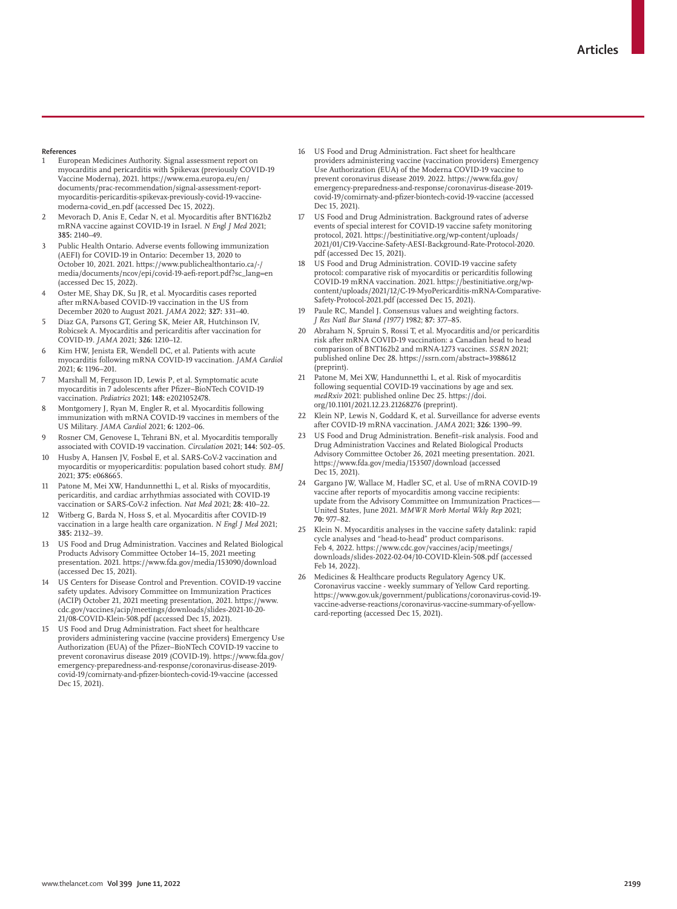## References

1. European Medicines Authority. Signal assessment report on myocarditis and pericarditis with Spikevax (previously COVID-19 Vaccine Moderna), 2021. https://www.ema.europa.eu/en/documents/prac-recommendation/signal-assessment-report-myocarditis-pericarditis-spikevax-previously-covid-19-vaccine-moderna-covid_en.pdf (accessed Dec 15, 2022).
2. Mevorach D, Anis E, Cedar N, et al. Myocarditis after BNT162b2 mRNA vaccine against COVID-19 in Israel. *N Engl J Med* 2021; **385:** 2140–49.
3. Public Health Ontario. Adverse events following immunization (AEFI) for COVID-19 in Ontario: December 13, 2020 to October 10, 2021. 2021. https://www.publichealthontario.ca/-/media/documents/ncov/epi/covid-19-aefi-report.pdf?sc_lang=en (accessed Dec 15, 2022).
4. Oster ME, Shay DK, Su JR, et al. Myocarditis cases reported after mRNA-based COVID-19 vaccination in the US from December 2020 to August 2021. *JAMA* 2022; **327:** 331–40.
5. Diaz GA, Parsons GT, Gering SK, Meier AR, Hutchinson IV, Robicsek A. Myocarditis and pericarditis after vaccination for COVID-19. *JAMA* 2021; **326:** 1210–12.
6. Kim HW, Jenista ER, Wendell DC, et al. Patients with acute myocarditis following mRNA COVID-19 vaccination. *JAMA Cardiol* 2021; **6:** 1196–201.
7. Marshall M, Ferguson ID, Lewis P, et al. Symptomatic acute myocarditis in 7 adolescents after Pfizer–BioNTech COVID-19 vaccination. *Pediatrics* 2021; **148:** e2021052478.
8. Montgomery J, Ryan M, Engler R, et al. Myocarditis following immunization with mRNA COVID-19 vaccines in members of the US Military. *JAMA Cardiol* 2021; **6:** 1202–06.
9. Rosner CM, Genovese L, Tehrani BN, et al. Myocarditis temporally associated with COVID-19 vaccination. *Circulation* 2021; **144:** 502–05.
10. Husby A, Hansen JV, Fosbøl E, et al. SARS-CoV-2 vaccination and myocarditis or myopericarditis: population based cohort study. *BMJ* 2021; **375:** e068665.
11. Patone M, Mei XW, Handunnetthi L, et al. Risks of myocarditis, pericarditis, and cardiac arrhythmias associated with COVID-19 vaccination or SARS-CoV-2 infection. *Nat Med* 2021; **28:** 410–22.
12. Witberg G, Barda N, Hoss S, et al. Myocarditis after COVID-19 vaccination in a large health care organization. *N Engl J Med* 2021; **385:** 2132–39.
13. US Food and Drug Administration. Vaccines and Related Biological Products Advisory Committee October 14–15, 2021 meeting presentation. 2021. https://www.fda.gov/media/153090/download (accessed Dec 15, 2021).
14. US Centers for Disease Control and Prevention. COVID-19 vaccine safety updates. Advisory Committee on Immunization Practices (ACIP) October 21, 2021 meeting presentation, 2021. https://www.cdc.gov/vaccines/acip/meetings/downloads/slides-2021-10-20-21/08-COVID-Klein-508.pdf (accessed Dec 15, 2021).
15. US Food and Drug Administration. Fact sheet for healthcare providers administering vaccine (vaccine providers) Emergency Use Authorization (EUA) of the Pfizer–BioNTech COVID-19 vaccine to prevent coronavirus disease 2019 (COVID-19). https://www.fda.gov/emergency-preparedness-and-response/coronavirus-disease-2019-covid-19/comirnaty-and-pfizer-biontech-covid-19-vaccine (accessed Dec 15, 2021).
16. US Food and Drug Administration. Fact sheet for healthcare providers administering vaccine (vaccination providers) Emergency Use Authorization (EUA) of the Moderna COVID-19 vaccine to prevent coronavirus disease 2019. 2022. https://www.fda.gov/emergency-preparedness-and-response/coronavirus-disease-2019-covid-19/comirnaty-and-pfizer-biontech-covid-19-vaccine (accessed Dec 15, 2021).
17. US Food and Drug Administration. Background rates of adverse events of special interest for COVID-19 vaccine safety monitoring protocol, 2021. https://bestinitiative.org/wp-content/uploads/2021/01/C19-Vaccine-Safety-AESI-Background-Rate-Protocol-2020.pdf (accessed Dec 15, 2021).
18. US Food and Drug Administration. COVID-19 vaccine safety protocol: comparative risk of myocarditis or pericarditis following COVID-19 mRNA vaccination. 2021. https://bestinitiative.org/wp-content/uploads/2021/12/C-19-MyoPericarditis-mRNA-Comparative-Safety-Protocol-2021.pdf (accessed Dec 15, 2021).
19. Paule RC, Mandel J. Consensus values and weighting factors. *J Res Natl Bur Stand (1977)* 1982; **87:** 377–85.
20. Abraham N, Spruin S, Rossi T, et al. Myocarditis and/or pericarditis risk after mRNA COVID-19 vaccination: a Canadian head to head comparison of BNT162b2 and mRNA-1273 vaccines. *SSRN* 2021; published online Dec 28. https://ssrn.com/abstract=3988612 (preprint).
21. Patone M, Mei XW, Handunnetthi L, et al. Risk of myocarditis following sequential COVID-19 vaccinations by age and sex. *medRxiv* 2021: published online Dec 25. https://doi.org/10.1101/2021.12.23.21268276 (preprint).
22. Klein NP, Lewis N, Goddard K, et al. Surveillance for adverse events after COVID-19 mRNA vaccination. *JAMA* 2021; **326:** 1390–99.
23. US Food and Drug Administration. Benefit–risk analysis. Food and Drug Administration Vaccines and Related Biological Products Advisory Committee October 26, 2021 meeting presentation. 2021. https://www.fda.gov/media/153507/download (accessed Dec 15, 2021).
24. Gargano JW, Wallace M, Hadler SC, et al. Use of mRNA COVID-19 vaccine after reports of myocarditis among vaccine recipients: update from the Advisory Committee on Immunization Practices—United States, June 2021. *MMWR Morb Mortal Wkly Rep* 2021; **70:** 977–82.
25. Klein N. Myocarditis analyses in the vaccine safety datalink: rapid cycle analyses and "head-to-head" product comparisons. Feb 4, 2022. https://www.cdc.gov/vaccines/acip/meetings/downloads/slides-2022-02-04/10-COVID-Klein-508.pdf (accessed Feb 14, 2022).
26. Medicines & Healthcare products Regulatory Agency UK. Coronavirus vaccine - weekly summary of Yellow Card reporting. https://www.gov.uk/government/publications/coronavirus-covid-19-vaccine-adverse-reactions/coronavirus-vaccine-summary-of-yellow-card-reporting (accessed Dec 15, 2021).